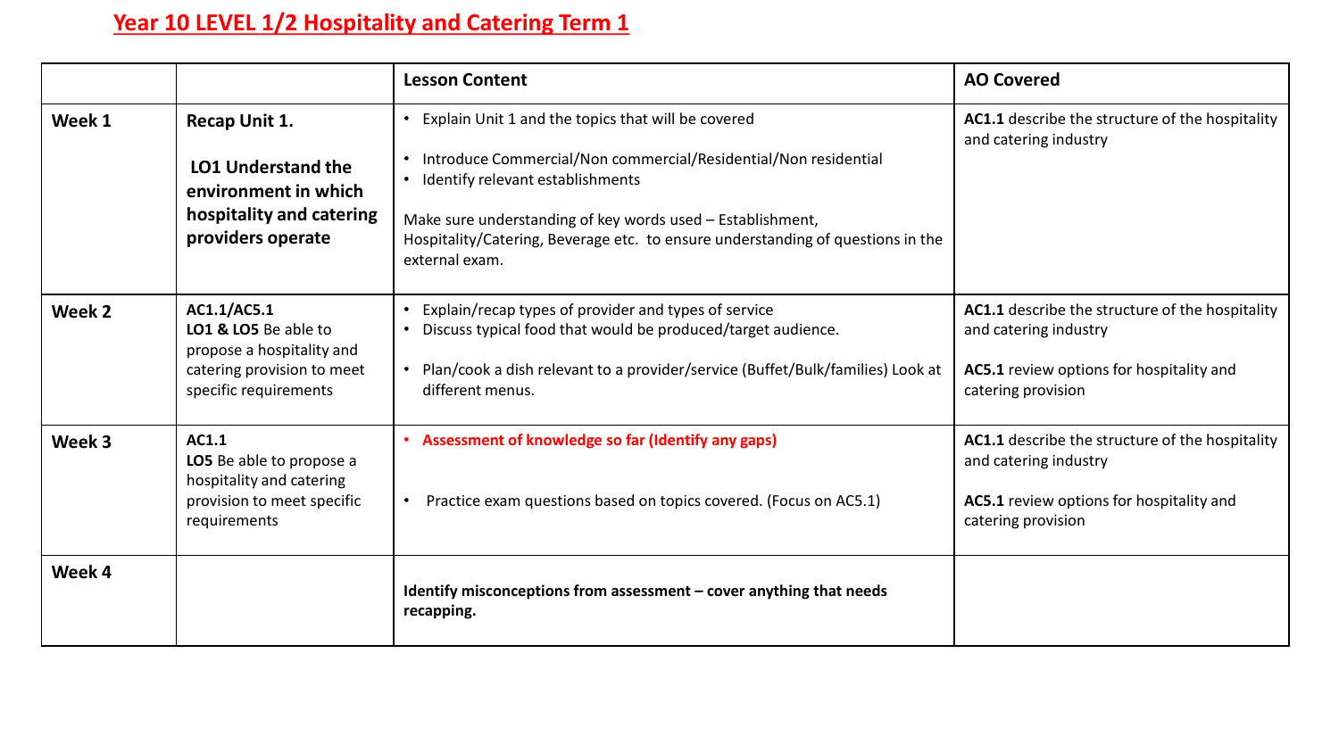# Year 10 LEVEL 1/2 Hospitality and Catering Term 1

| | | Lesson Content | AO Covered |
|---|---|---|---|
| **Week 1** | **Recap Unit 1.**<br><br>**LO1 Understand the environment in which hospitality and catering providers operate** | • Explain Unit 1 and the topics that will be covered<br><br>• Introduce Commercial/Non commercial/Residential/Non residential<br>• Identify relevant establishments<br><br>Make sure understanding of key words used – Establishment, Hospitality/Catering, Beverage etc. to ensure understanding of questions in the external exam. | **AC1.1** describe the structure of the hospitality and catering industry |
| **Week 2** | **AC1.1/AC5.1**<br>**LO1 & LO5** Be able to propose a hospitality and catering provision to meet specific requirements | • Explain/recap types of provider and types of service<br>• Discuss typical food that would be produced/target audience.<br><br>• Plan/cook a dish relevant to a provider/service (Buffet/Bulk/families) Look at different menus. | **AC1.1** describe the structure of the hospitality and catering industry<br><br>**AC5.1** review options for hospitality and catering provision |
| **Week 3** | **AC1.1**<br>**LO5** Be able to propose a hospitality and catering provision to meet specific requirements | • **Assessment of knowledge so far (Identify any gaps)**<br><br>• Practice exam questions based on topics covered. (Focus on AC5.1) | **AC1.1** describe the structure of the hospitality and catering industry<br><br>**AC5.1** review options for hospitality and catering provision |
| **Week 4** | | **Identify misconceptions from assessment – cover anything that needs recapping.** | |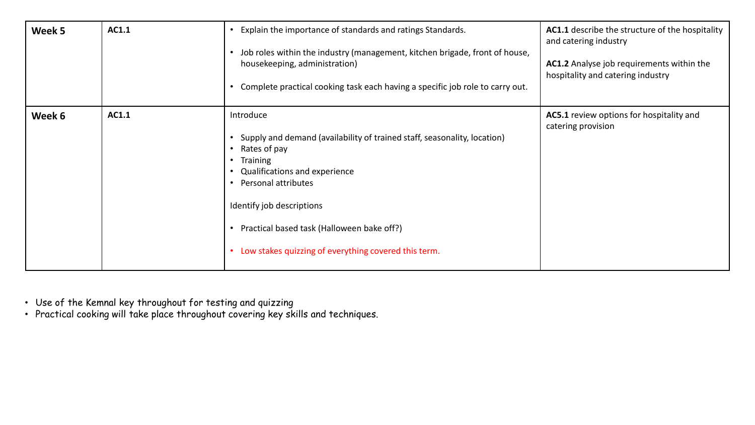| | | | |
|---|---|---|---|
| **Week 5** | **AC1.1** | • Explain the importance of standards and ratings Standards.<br><br>• Job roles within the industry (management, kitchen brigade, front of house, housekeeping, administration)<br><br>• Complete practical cooking task each having a specific job role to carry out. | **AC1.1** describe the structure of the hospitality and catering industry<br><br>**AC1.2** Analyse job requirements within the hospitality and catering industry |
| **Week 6** | **AC1.1** | Introduce<br><br>• Supply and demand (availability of trained staff, seasonality, location)<br>• Rates of pay<br>• Training<br>• Qualifications and experience<br>• Personal attributes<br><br>Identify job descriptions<br><br>• Practical based task (Halloween bake off?)<br><br>• Low stakes quizzing of everything covered this term. | **AC5.1** review options for hospitality and catering provision |

- Use of the Kemnal key throughout for testing and quizzing
- Practical cooking will take place throughout covering key skills and techniques.